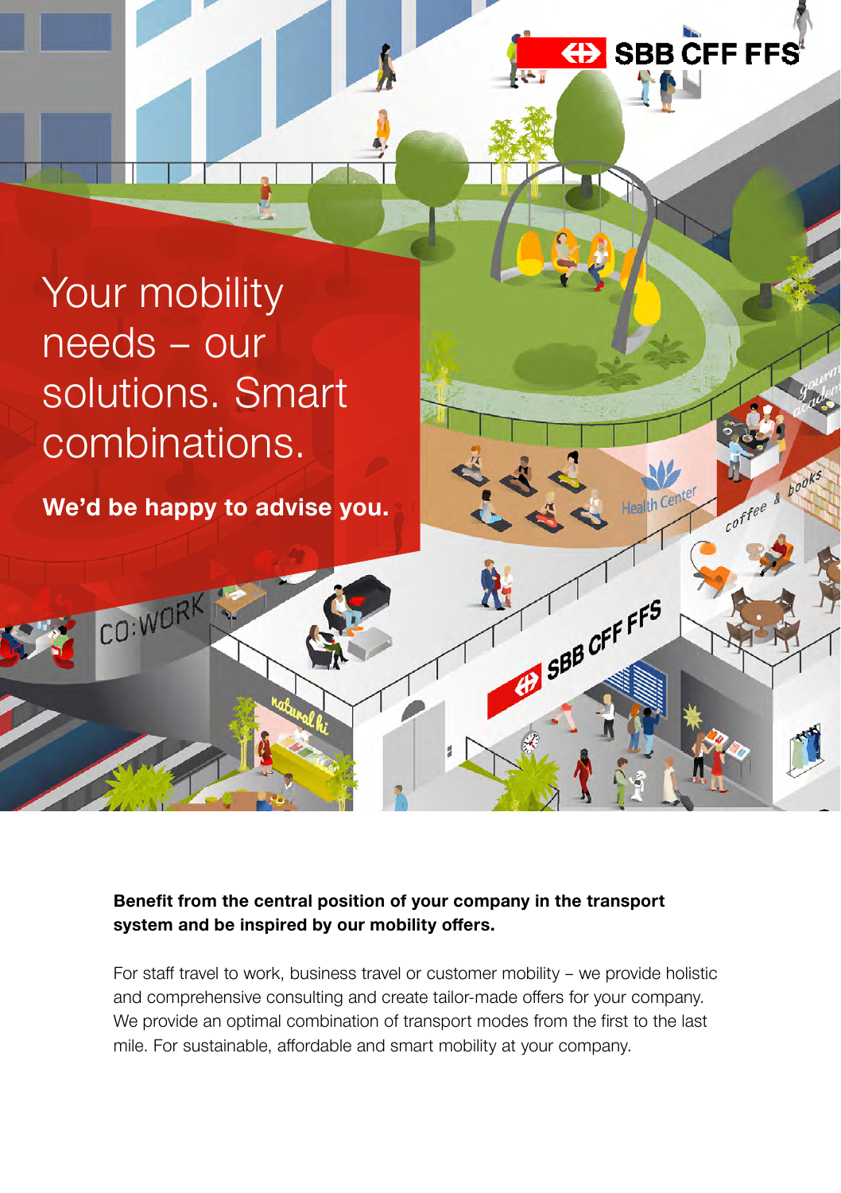# Your mobility needs – our solutions. Smart combinations.

**We'd be happy to advise you.**

**Benefit from the central position of your company in the transport system and be inspired by our mobility offers.**

For staff travel to work, business travel or customer mobility – we provide holistic and comprehensive consulting and create tailor-made offers for your company. We provide an optimal combination of transport modes from the first to the last mile. For sustainable, affordable and smart mobility at your company.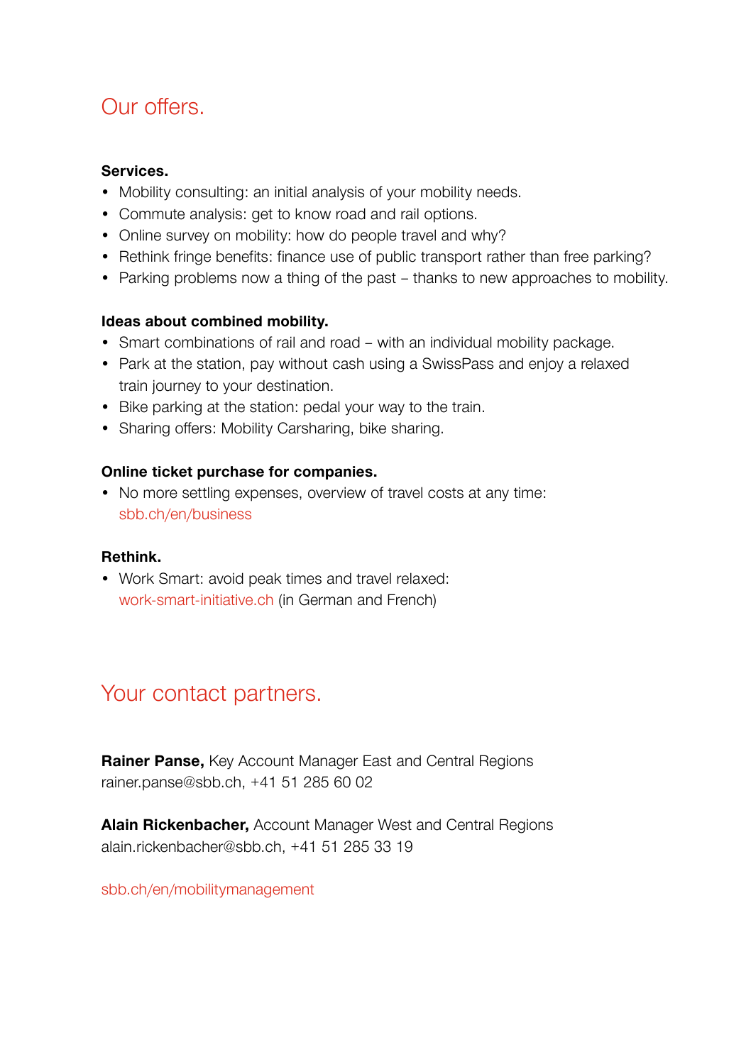# Our offers.

**Services.**

- Mobility consulting: an initial analysis of your mobility needs.
- Commute analysis: get to know road and rail options.
- Online survey on mobility: how do people travel and why?
- Rethink fringe benefits: finance use of public transport rather than free parking?
- Parking problems now a thing of the past – thanks to new approaches to mobility.

**Ideas about combined mobility.**

- Smart combinations of rail and road – with an individual mobility package.
- Park at the station, pay without cash using a SwissPass and enjoy a relaxed train journey to your destination.
- Bike parking at the station: pedal your way to the train.
- Sharing offers: Mobility Carsharing, bike sharing.

**Online ticket purchase for companies.**

- No more settling expenses, overview of travel costs at any time: sbb.ch/en/business

**Rethink.**

- Work Smart: avoid peak times and travel relaxed: work-smart-initiative.ch (in German and French)

# Your contact partners.

**Rainer Panse,** Key Account Manager East and Central Regions
rainer.panse@sbb.ch, +41 51 285 60 02

**Alain Rickenbacher,** Account Manager West and Central Regions
alain.rickenbacher@sbb.ch, +41 51 285 33 19

sbb.ch/en/mobilitymanagement